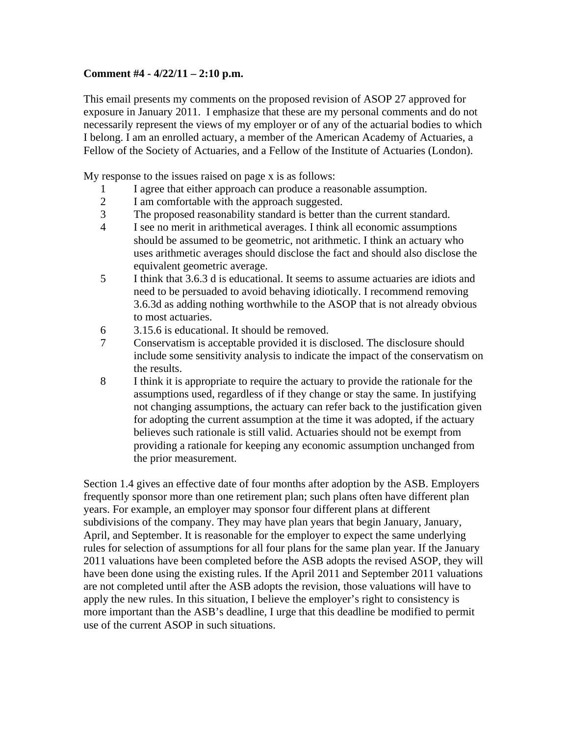**Comment #4 - 4/22/11 – 2:10 p.m.**

This email presents my comments on the proposed revision of ASOP 27 approved for exposure in January 2011. I emphasize that these are my personal comments and do not necessarily represent the views of my employer or of any of the actuarial bodies to which I belong. I am an enrolled actuary, a member of the American Academy of Actuaries, a Fellow of the Society of Actuaries, and a Fellow of the Institute of Actuaries (London).

My response to the issues raised on page x is as follows:

1. I agree that either approach can produce a reasonable assumption.
2. I am comfortable with the approach suggested.
3. The proposed reasonability standard is better than the current standard.
4. I see no merit in arithmetical averages. I think all economic assumptions should be assumed to be geometric, not arithmetic. I think an actuary who uses arithmetic averages should disclose the fact and should also disclose the equivalent geometric average.
5. I think that 3.6.3 d is educational. It seems to assume actuaries are idiots and need to be persuaded to avoid behaving idiotically. I recommend removing 3.6.3d as adding nothing worthwhile to the ASOP that is not already obvious to most actuaries.
6. 3.15.6 is educational. It should be removed.
7. Conservatism is acceptable provided it is disclosed. The disclosure should include some sensitivity analysis to indicate the impact of the conservatism on the results.
8. I think it is appropriate to require the actuary to provide the rationale for the assumptions used, regardless of if they change or stay the same. In justifying not changing assumptions, the actuary can refer back to the justification given for adopting the current assumption at the time it was adopted, if the actuary believes such rationale is still valid. Actuaries should not be exempt from providing a rationale for keeping any economic assumption unchanged from the prior measurement.

Section 1.4 gives an effective date of four months after adoption by the ASB. Employers frequently sponsor more than one retirement plan; such plans often have different plan years. For example, an employer may sponsor four different plans at different subdivisions of the company. They may have plan years that begin January, January, April, and September. It is reasonable for the employer to expect the same underlying rules for selection of assumptions for all four plans for the same plan year. If the January 2011 valuations have been completed before the ASB adopts the revised ASOP, they will have been done using the existing rules. If the April 2011 and September 2011 valuations are not completed until after the ASB adopts the revision, those valuations will have to apply the new rules. In this situation, I believe the employer's right to consistency is more important than the ASB's deadline, I urge that this deadline be modified to permit use of the current ASOP in such situations.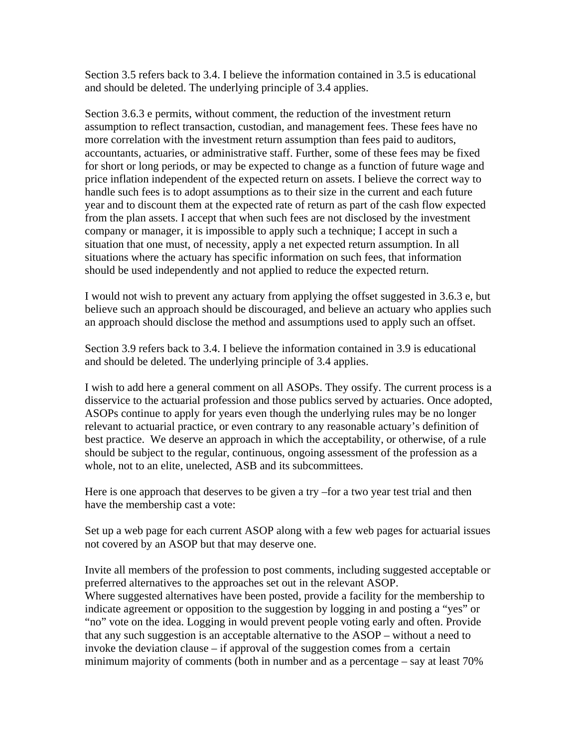Section 3.5 refers back to 3.4. I believe the information contained in 3.5 is educational and should be deleted. The underlying principle of 3.4 applies.

Section 3.6.3 e permits, without comment, the reduction of the investment return assumption to reflect transaction, custodian, and management fees. These fees have no more correlation with the investment return assumption than fees paid to auditors, accountants, actuaries, or administrative staff. Further, some of these fees may be fixed for short or long periods, or may be expected to change as a function of future wage and price inflation independent of the expected return on assets. I believe the correct way to handle such fees is to adopt assumptions as to their size in the current and each future year and to discount them at the expected rate of return as part of the cash flow expected from the plan assets. I accept that when such fees are not disclosed by the investment company or manager, it is impossible to apply such a technique; I accept in such a situation that one must, of necessity, apply a net expected return assumption. In all situations where the actuary has specific information on such fees, that information should be used independently and not applied to reduce the expected return.

I would not wish to prevent any actuary from applying the offset suggested in 3.6.3 e, but believe such an approach should be discouraged, and believe an actuary who applies such an approach should disclose the method and assumptions used to apply such an offset.

Section 3.9 refers back to 3.4. I believe the information contained in 3.9 is educational and should be deleted. The underlying principle of 3.4 applies.

I wish to add here a general comment on all ASOPs. They ossify. The current process is a disservice to the actuarial profession and those publics served by actuaries. Once adopted, ASOPs continue to apply for years even though the underlying rules may be no longer relevant to actuarial practice, or even contrary to any reasonable actuary's definition of best practice. We deserve an approach in which the acceptability, or otherwise, of a rule should be subject to the regular, continuous, ongoing assessment of the profession as a whole, not to an elite, unelected, ASB and its subcommittees.

Here is one approach that deserves to be given a try –for a two year test trial and then have the membership cast a vote:

Set up a web page for each current ASOP along with a few web pages for actuarial issues not covered by an ASOP but that may deserve one.

Invite all members of the profession to post comments, including suggested acceptable or preferred alternatives to the approaches set out in the relevant ASOP.
Where suggested alternatives have been posted, provide a facility for the membership to indicate agreement or opposition to the suggestion by logging in and posting a "yes" or "no" vote on the idea. Logging in would prevent people voting early and often. Provide that any such suggestion is an acceptable alternative to the ASOP – without a need to invoke the deviation clause – if approval of the suggestion comes from a certain minimum majority of comments (both in number and as a percentage – say at least 70%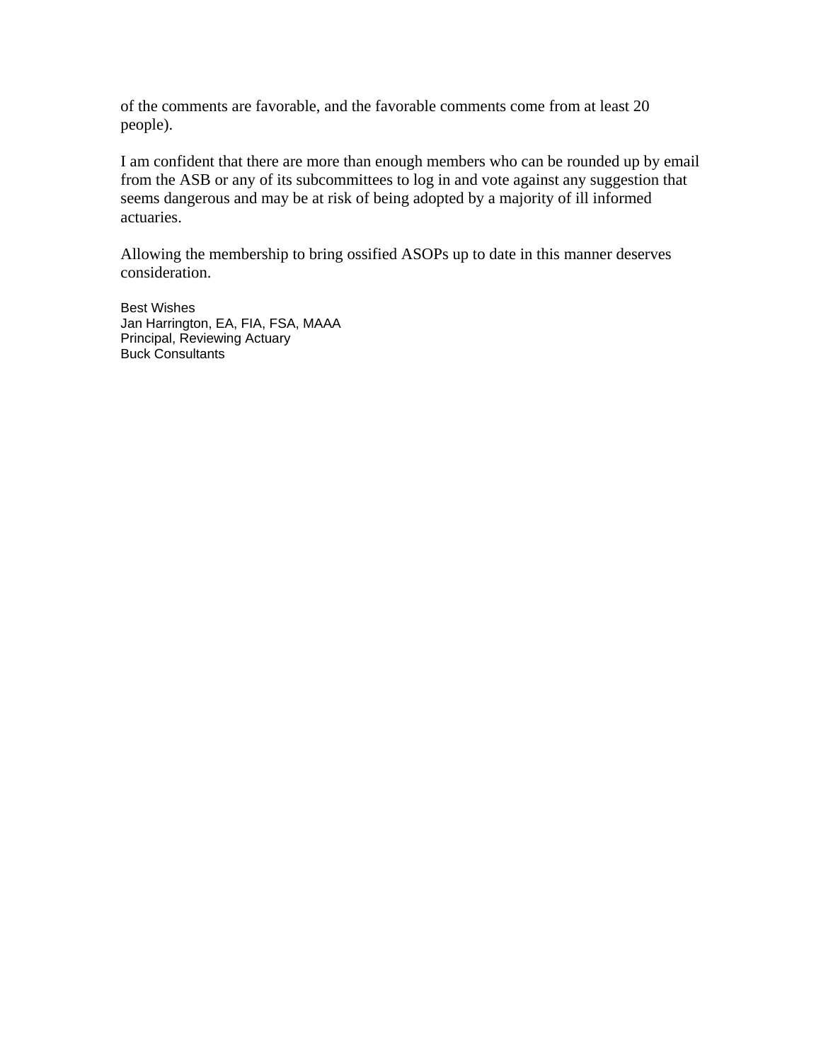of the comments are favorable, and the favorable comments come from at least 20 people).

I am confident that there are more than enough members who can be rounded up by email from the ASB or any of its subcommittees to log in and vote against any suggestion that seems dangerous and may be at risk of being adopted by a majority of ill informed actuaries.

Allowing the membership to bring ossified ASOPs up to date in this manner deserves consideration.

Best Wishes
Jan Harrington, EA, FIA, FSA, MAAA
Principal, Reviewing Actuary
Buck Consultants